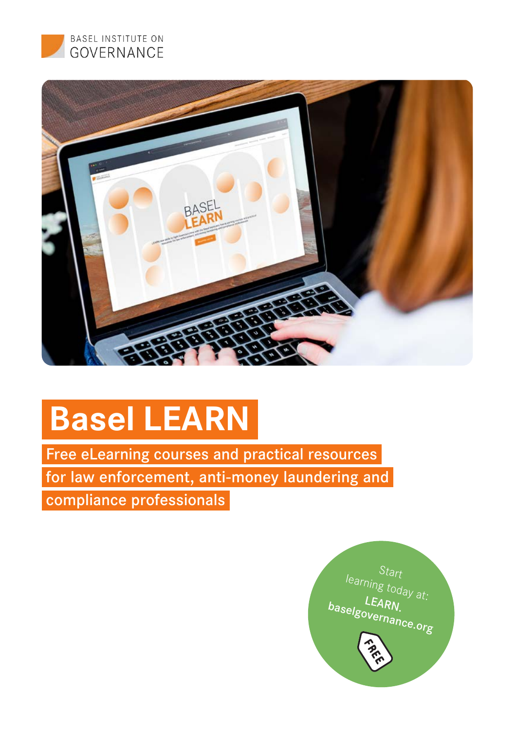BASEL INSTITUTE ON GOVERNANCE

# Basel LEARN

## Free eLearning courses and practical resources for law enforcement, anti-money laundering and compliance professionals

Start learning today at: **LEARN.baselgovernance.org**

FREE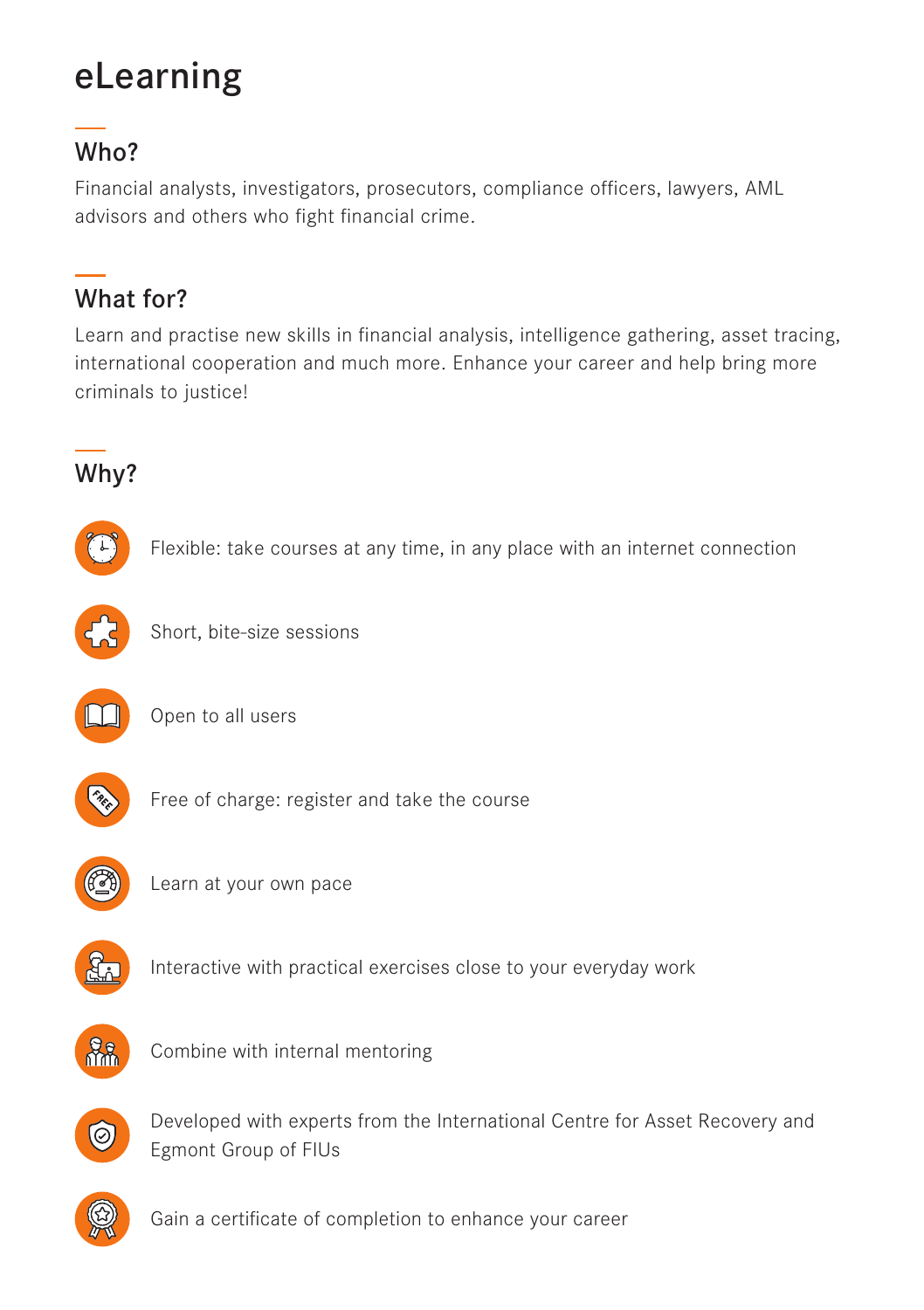# eLearning

## Who?

Financial analysts, investigators, prosecutors, compliance officers, lawyers, AML advisors and others who fight financial crime.

## What for?

Learn and practise new skills in financial analysis, intelligence gathering, asset tracing, international cooperation and much more. Enhance your career and help bring more criminals to justice!

## Why?

- Flexible: take courses at any time, in any place with an internet connection
- Short, bite-size sessions
- Open to all users
- Free of charge: register and take the course
- Learn at your own pace
- Interactive with practical exercises close to your everyday work
- Combine with internal mentoring
- Developed with experts from the International Centre for Asset Recovery and Egmont Group of FIUs
- Gain a certificate of completion to enhance your career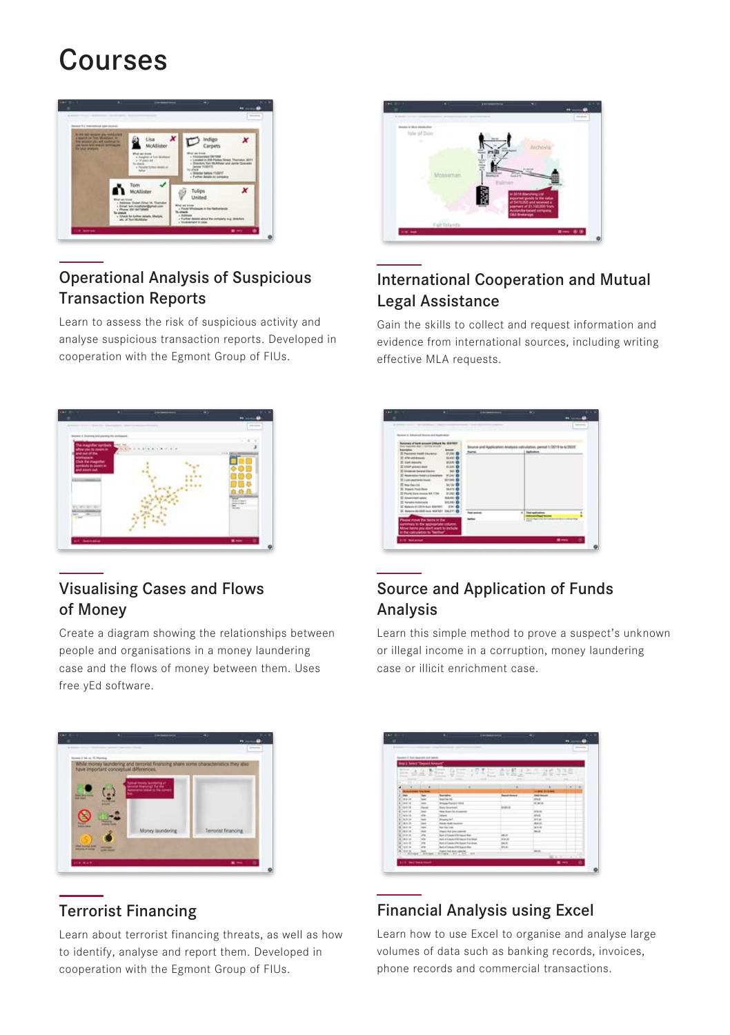# Courses

## Operational Analysis of Suspicious Transaction Reports

Learn to assess the risk of suspicious activity and analyse suspicious transaction reports. Developed in cooperation with the Egmont Group of FIUs.

## International Cooperation and Mutual Legal Assistance

Gain the skills to collect and request information and evidence from international sources, including writing effective MLA requests.

## Visualising Cases and Flows of Money

Create a diagram showing the relationships between people and organisations in a money laundering case and the flows of money between them. Uses free yEd software.

## Source and Application of Funds Analysis

Learn this simple method to prove a suspect's unknown or illegal income in a corruption, money laundering case or illicit enrichment case.

## Terrorist Financing

Learn about terrorist financing threats, as well as how to identify, analyse and report them. Developed in cooperation with the Egmont Group of FIUs.

## Financial Analysis using Excel

Learn how to use Excel to organise and analyse large volumes of data such as banking records, invoices, phone records and commercial transactions.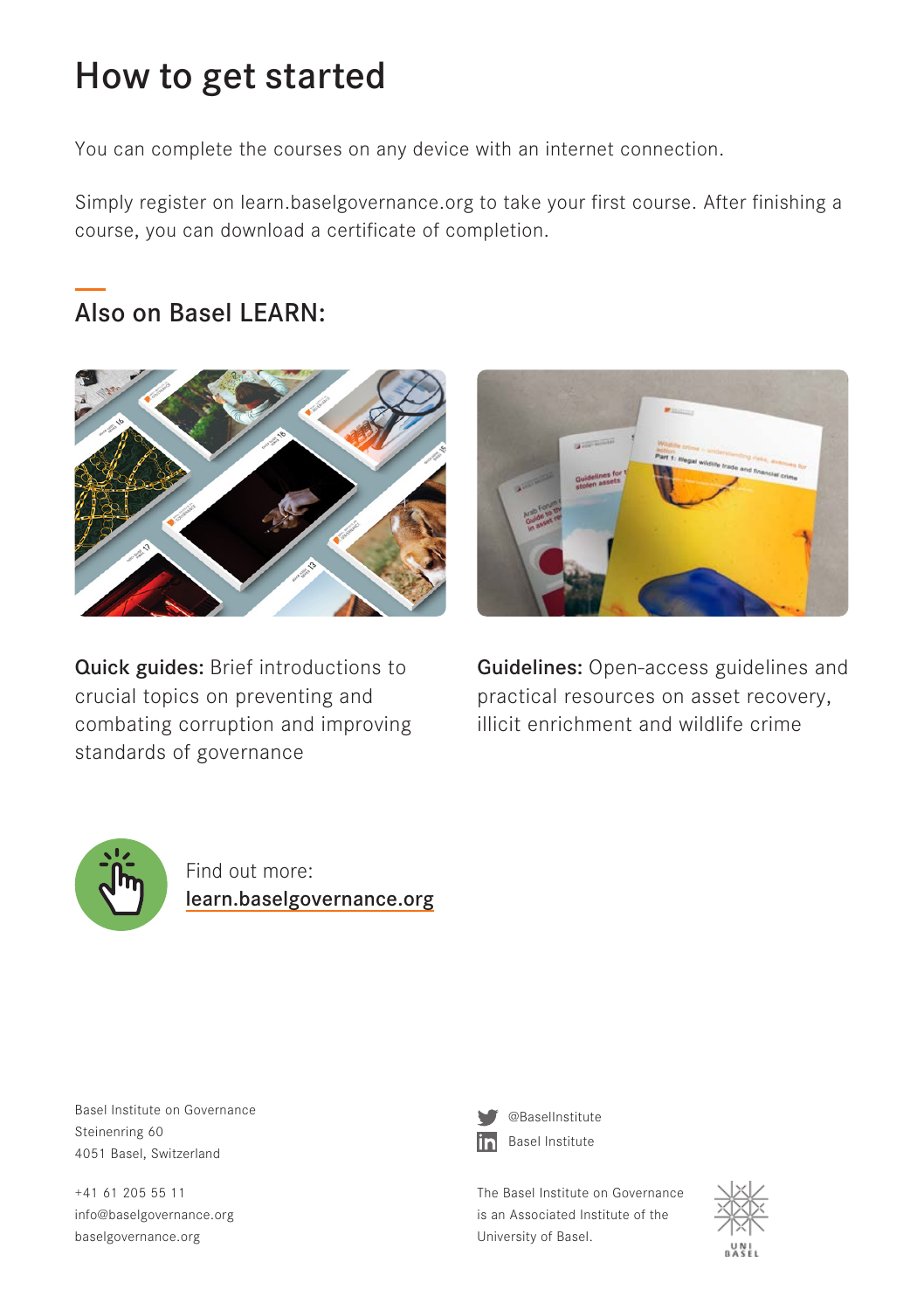# How to get started

You can complete the courses on any device with an internet connection.

Simply register on learn.baselgovernance.org to take your first course. After finishing a course, you can download a certificate of completion.

## Also on Basel LEARN:

**Quick guides:** Brief introductions to crucial topics on preventing and combating corruption and improving standards of governance

**Guidelines:** Open-access guidelines and practical resources on asset recovery, illicit enrichment and wildlife crime

Find out more:
learn.baselgovernance.org

Basel Institute on Governance
Steinenring 60
4051 Basel, Switzerland

+41 61 205 55 11
info@baselgovernance.org
baselgovernance.org

@BaselInstitute
Basel Institute

The Basel Institute on Governance is an Associated Institute of the University of Basel.